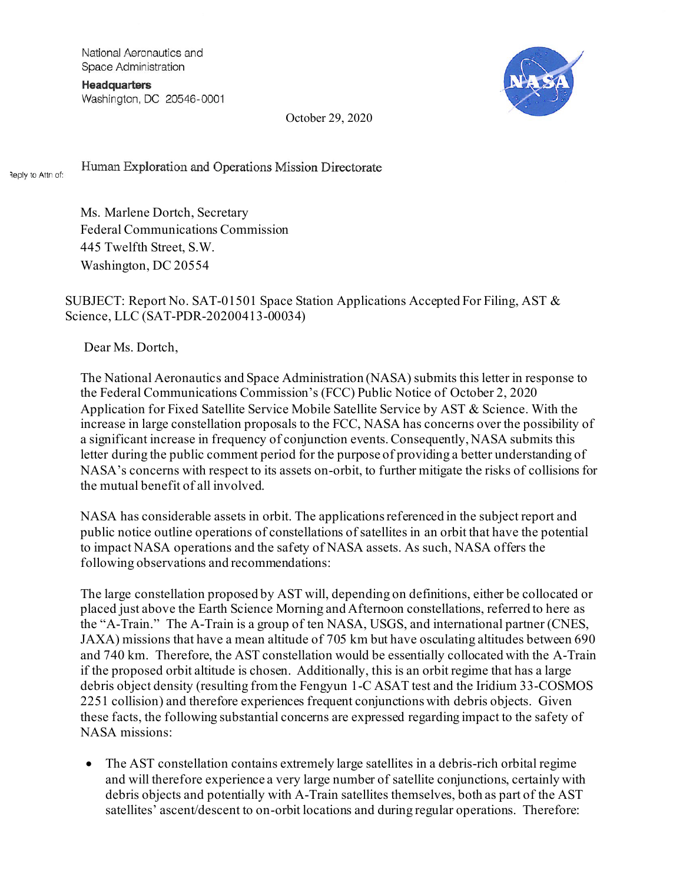National Aeronautics and Space Administration

**Headquarters**
Washington, DC 20546-0001

October 29, 2020

Reply to Attn of: Human Exploration and Operations Mission Directorate

Ms. Marlene Dortch, Secretary
Federal Communications Commission
445 Twelfth Street, S.W.
Washington, DC 20554

SUBJECT: Report No. SAT-01501 Space Station Applications Accepted For Filing, AST & Science, LLC (SAT-PDR-20200413-00034)

Dear Ms. Dortch,

The National Aeronautics and Space Administration (NASA) submits this letter in response to the Federal Communications Commission's (FCC) Public Notice of October 2, 2020 Application for Fixed Satellite Service Mobile Satellite Service by AST & Science. With the increase in large constellation proposals to the FCC, NASA has concerns over the possibility of a significant increase in frequency of conjunction events. Consequently, NASA submits this letter during the public comment period for the purpose of providing a better understanding of NASA's concerns with respect to its assets on-orbit, to further mitigate the risks of collisions for the mutual benefit of all involved.

NASA has considerable assets in orbit. The applications referenced in the subject report and public notice outline operations of constellations of satellites in an orbit that have the potential to impact NASA operations and the safety of NASA assets. As such, NASA offers the following observations and recommendations:

The large constellation proposed by AST will, depending on definitions, either be collocated or placed just above the Earth Science Morning and Afternoon constellations, referred to here as the "A-Train." The A-Train is a group of ten NASA, USGS, and international partner (CNES, JAXA) missions that have a mean altitude of 705 km but have osculating altitudes between 690 and 740 km. Therefore, the AST constellation would be essentially collocated with the A-Train if the proposed orbit altitude is chosen. Additionally, this is an orbit regime that has a large debris object density (resulting from the Fengyun 1-C ASAT test and the Iridium 33-COSMOS 2251 collision) and therefore experiences frequent conjunctions with debris objects. Given these facts, the following substantial concerns are expressed regarding impact to the safety of NASA missions:

- The AST constellation contains extremely large satellites in a debris-rich orbital regime and will therefore experience a very large number of satellite conjunctions, certainly with debris objects and potentially with A-Train satellites themselves, both as part of the AST satellites' ascent/descent to on-orbit locations and during regular operations. Therefore: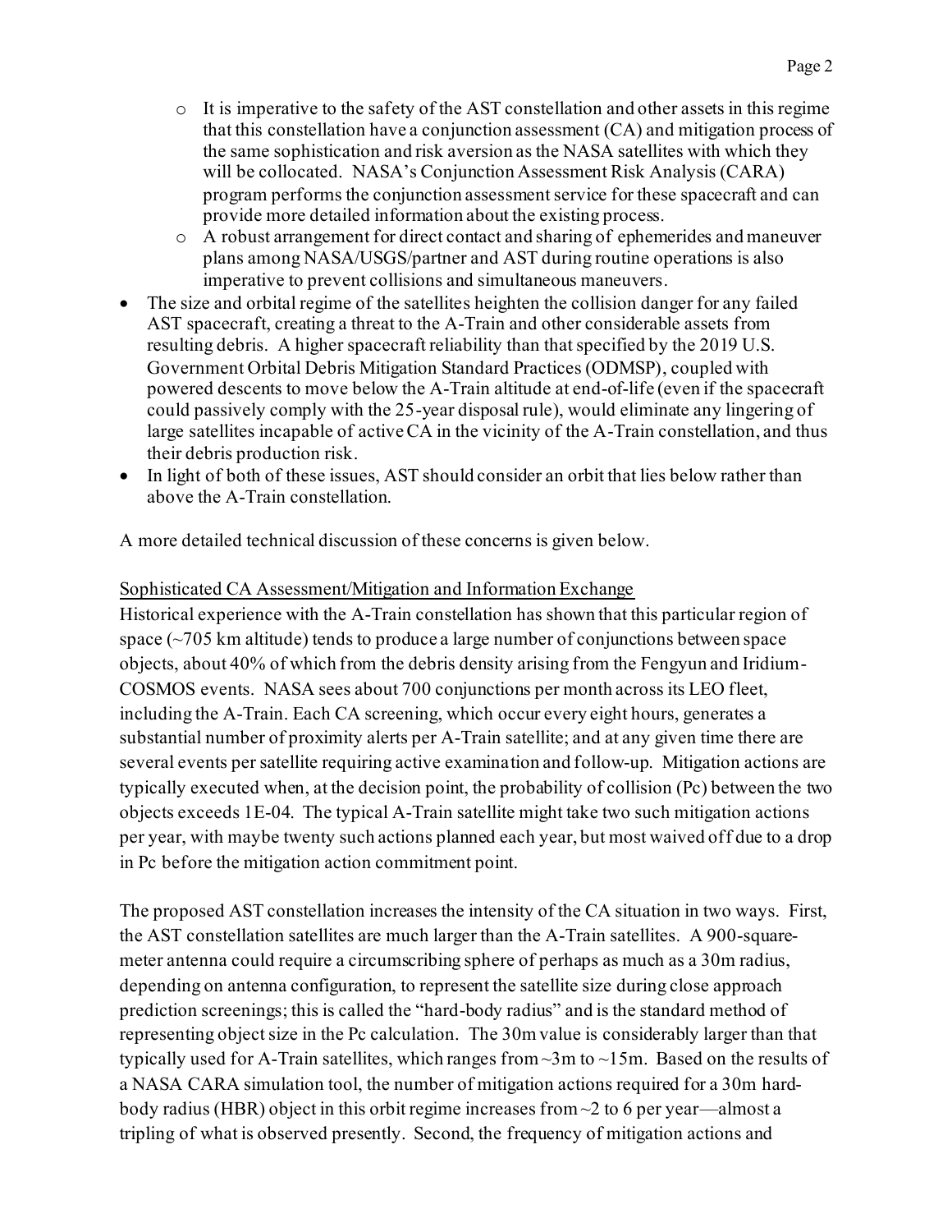- It is imperative to the safety of the AST constellation and other assets in this regime that this constellation have a conjunction assessment (CA) and mitigation process of the same sophistication and risk aversion as the NASA satellites with which they will be collocated. NASA's Conjunction Assessment Risk Analysis (CARA) program performs the conjunction assessment service for these spacecraft and can provide more detailed information about the existing process.
- A robust arrangement for direct contact and sharing of ephemerides and maneuver plans among NASA/USGS/partner and AST during routine operations is also imperative to prevent collisions and simultaneous maneuvers.

- The size and orbital regime of the satellites heighten the collision danger for any failed AST spacecraft, creating a threat to the A-Train and other considerable assets from resulting debris. A higher spacecraft reliability than that specified by the 2019 U.S. Government Orbital Debris Mitigation Standard Practices (ODMSP), coupled with powered descents to move below the A-Train altitude at end-of-life (even if the spacecraft could passively comply with the 25-year disposal rule), would eliminate any lingering of large satellites incapable of active CA in the vicinity of the A-Train constellation, and thus their debris production risk.
- In light of both of these issues, AST should consider an orbit that lies below rather than above the A-Train constellation.

A more detailed technical discussion of these concerns is given below.

Sophisticated CA Assessment/Mitigation and Information Exchange

Historical experience with the A-Train constellation has shown that this particular region of space (~705 km altitude) tends to produce a large number of conjunctions between space objects, about 40% of which from the debris density arising from the Fengyun and Iridium-COSMOS events. NASA sees about 700 conjunctions per month across its LEO fleet, including the A-Train. Each CA screening, which occur every eight hours, generates a substantial number of proximity alerts per A-Train satellite; and at any given time there are several events per satellite requiring active examination and follow-up. Mitigation actions are typically executed when, at the decision point, the probability of collision (Pc) between the two objects exceeds 1E-04. The typical A-Train satellite might take two such mitigation actions per year, with maybe twenty such actions planned each year, but most waived off due to a drop in Pc before the mitigation action commitment point.

The proposed AST constellation increases the intensity of the CA situation in two ways. First, the AST constellation satellites are much larger than the A-Train satellites. A 900-square-meter antenna could require a circumscribing sphere of perhaps as much as a 30m radius, depending on antenna configuration, to represent the satellite size during close approach prediction screenings; this is called the "hard-body radius" and is the standard method of representing object size in the Pc calculation. The 30m value is considerably larger than that typically used for A-Train satellites, which ranges from ~3m to ~15m. Based on the results of a NASA CARA simulation tool, the number of mitigation actions required for a 30m hard-body radius (HBR) object in this orbit regime increases from ~2 to 6 per year—almost a tripling of what is observed presently. Second, the frequency of mitigation actions and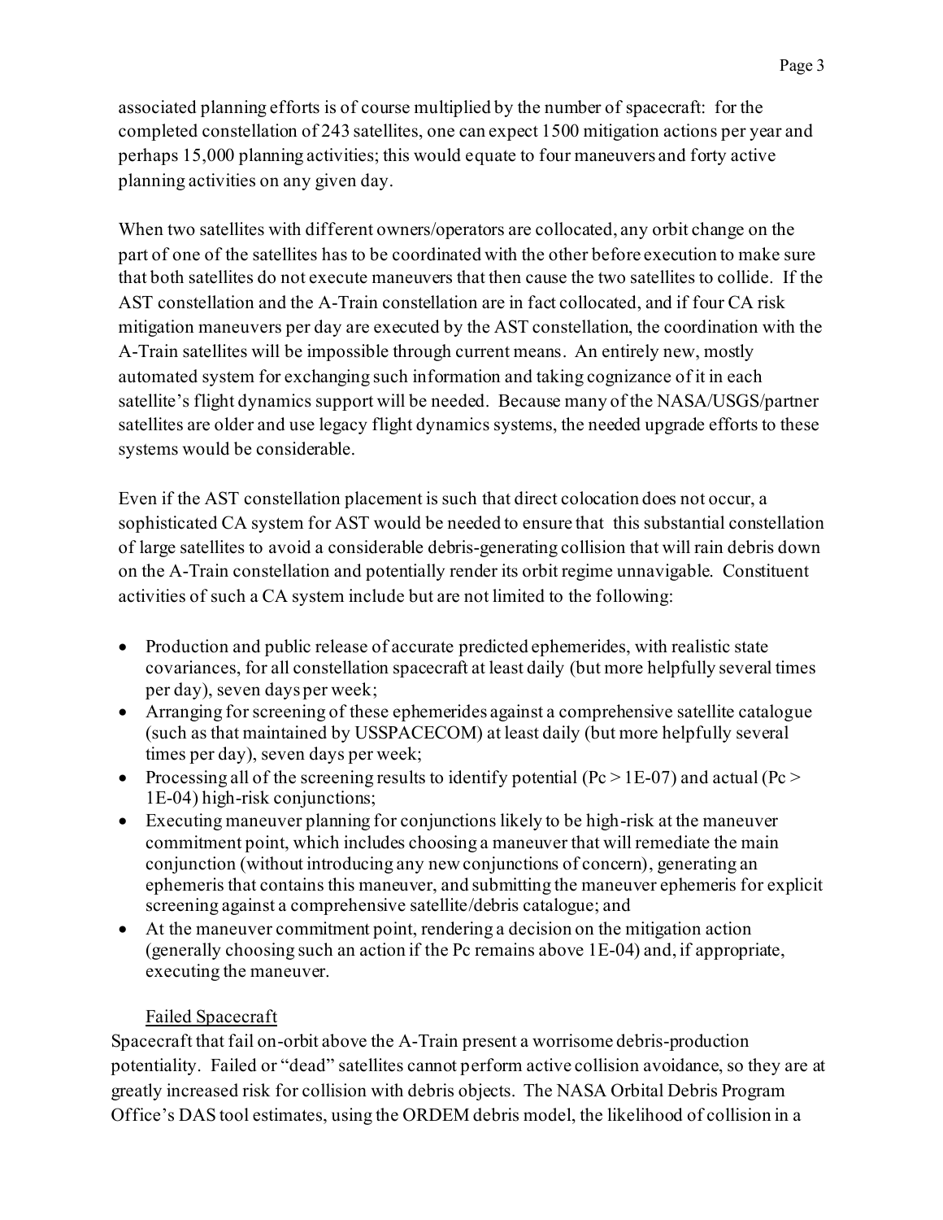associated planning efforts is of course multiplied by the number of spacecraft: for the completed constellation of 243 satellites, one can expect 1500 mitigation actions per year and perhaps 15,000 planning activities; this would equate to four maneuvers and forty active planning activities on any given day.

When two satellites with different owners/operators are collocated, any orbit change on the part of one of the satellites has to be coordinated with the other before execution to make sure that both satellites do not execute maneuvers that then cause the two satellites to collide. If the AST constellation and the A-Train constellation are in fact collocated, and if four CA risk mitigation maneuvers per day are executed by the AST constellation, the coordination with the A-Train satellites will be impossible through current means. An entirely new, mostly automated system for exchanging such information and taking cognizance of it in each satellite's flight dynamics support will be needed. Because many of the NASA/USGS/partner satellites are older and use legacy flight dynamics systems, the needed upgrade efforts to these systems would be considerable.

Even if the AST constellation placement is such that direct colocation does not occur, a sophisticated CA system for AST would be needed to ensure that this substantial constellation of large satellites to avoid a considerable debris-generating collision that will rain debris down on the A-Train constellation and potentially render its orbit regime unnavigable. Constituent activities of such a CA system include but are not limited to the following:

- Production and public release of accurate predicted ephemerides, with realistic state covariances, for all constellation spacecraft at least daily (but more helpfully several times per day), seven days per week;
- Arranging for screening of these ephemerides against a comprehensive satellite catalogue (such as that maintained by USSPACECOM) at least daily (but more helpfully several times per day), seven days per week;
- Processing all of the screening results to identify potential (Pc > 1E-07) and actual (Pc > 1E-04) high-risk conjunctions;
- Executing maneuver planning for conjunctions likely to be high-risk at the maneuver commitment point, which includes choosing a maneuver that will remediate the main conjunction (without introducing any new conjunctions of concern), generating an ephemeris that contains this maneuver, and submitting the maneuver ephemeris for explicit screening against a comprehensive satellite/debris catalogue; and
- At the maneuver commitment point, rendering a decision on the mitigation action (generally choosing such an action if the Pc remains above 1E-04) and, if appropriate, executing the maneuver.

### Failed Spacecraft

Spacecraft that fail on-orbit above the A-Train present a worrisome debris-production potentiality. Failed or "dead" satellites cannot perform active collision avoidance, so they are at greatly increased risk for collision with debris objects. The NASA Orbital Debris Program Office's DAS tool estimates, using the ORDEM debris model, the likelihood of collision in a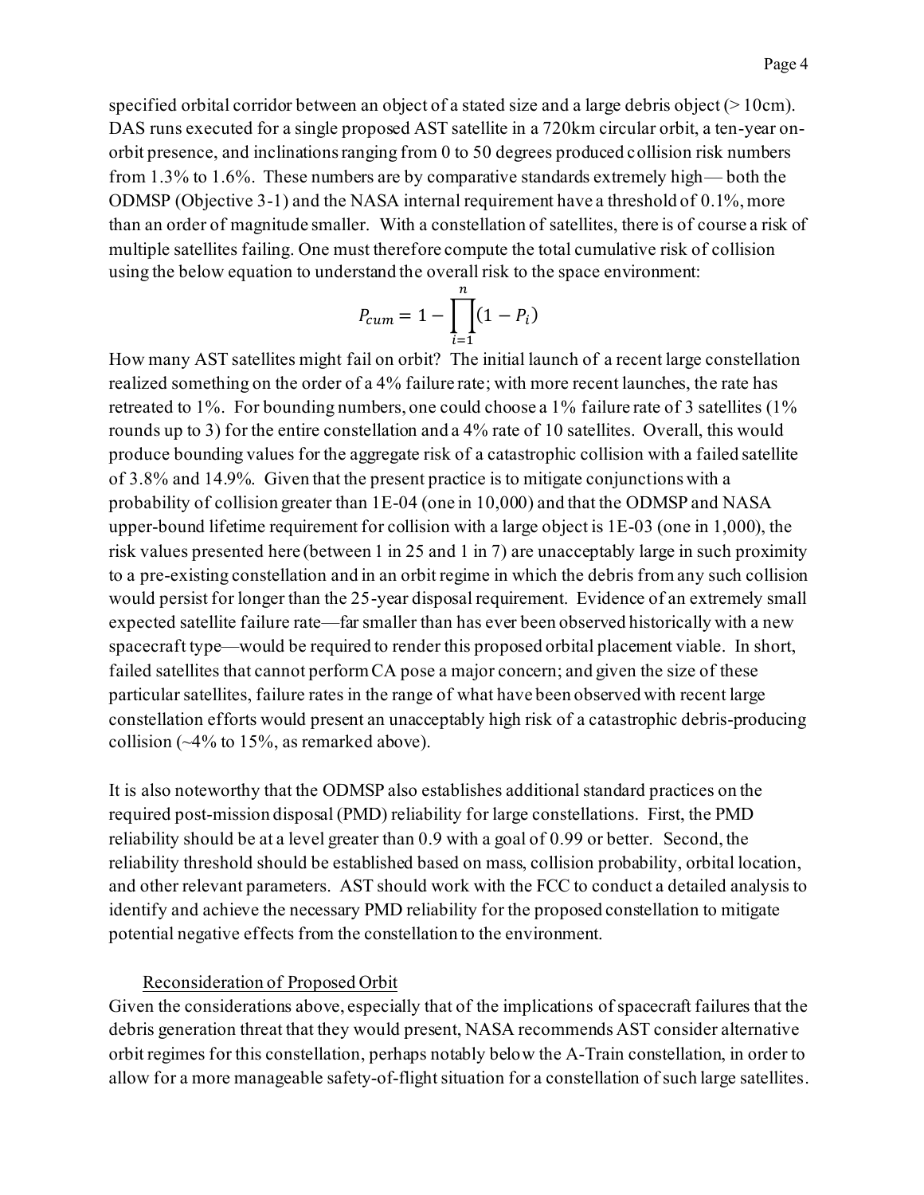specified orbital corridor between an object of a stated size and a large debris object (> 10cm). DAS runs executed for a single proposed AST satellite in a 720km circular orbit, a ten-year on-orbit presence, and inclinations ranging from 0 to 50 degrees produced collision risk numbers from 1.3% to 1.6%. These numbers are by comparative standards extremely high— both the ODMSP (Objective 3-1) and the NASA internal requirement have a threshold of 0.1%, more than an order of magnitude smaller. With a constellation of satellites, there is of course a risk of multiple satellites failing. One must therefore compute the total cumulative risk of collision using the below equation to understand the overall risk to the space environment:

$$P_{cum} = 1 - \prod_{i=1}^{n}(1 - P_i)$$

How many AST satellites might fail on orbit? The initial launch of a recent large constellation realized something on the order of a 4% failure rate; with more recent launches, the rate has retreated to 1%. For bounding numbers, one could choose a 1% failure rate of 3 satellites (1% rounds up to 3) for the entire constellation and a 4% rate of 10 satellites. Overall, this would produce bounding values for the aggregate risk of a catastrophic collision with a failed satellite of 3.8% and 14.9%. Given that the present practice is to mitigate conjunctions with a probability of collision greater than 1E-04 (one in 10,000) and that the ODMSP and NASA upper-bound lifetime requirement for collision with a large object is 1E-03 (one in 1,000), the risk values presented here (between 1 in 25 and 1 in 7) are unacceptably large in such proximity to a pre-existing constellation and in an orbit regime in which the debris from any such collision would persist for longer than the 25-year disposal requirement. Evidence of an extremely small expected satellite failure rate—far smaller than has ever been observed historically with a new spacecraft type—would be required to render this proposed orbital placement viable. In short, failed satellites that cannot perform CA pose a major concern; and given the size of these particular satellites, failure rates in the range of what have been observed with recent large constellation efforts would present an unacceptably high risk of a catastrophic debris-producing collision (~4% to 15%, as remarked above).

It is also noteworthy that the ODMSP also establishes additional standard practices on the required post-mission disposal (PMD) reliability for large constellations. First, the PMD reliability should be at a level greater than 0.9 with a goal of 0.99 or better. Second, the reliability threshold should be established based on mass, collision probability, orbital location, and other relevant parameters. AST should work with the FCC to conduct a detailed analysis to identify and achieve the necessary PMD reliability for the proposed constellation to mitigate potential negative effects from the constellation to the environment.

Reconsideration of Proposed Orbit

Given the considerations above, especially that of the implications of spacecraft failures that the debris generation threat that they would present, NASA recommends AST consider alternative orbit regimes for this constellation, perhaps notably below the A-Train constellation, in order to allow for a more manageable safety-of-flight situation for a constellation of such large satellites.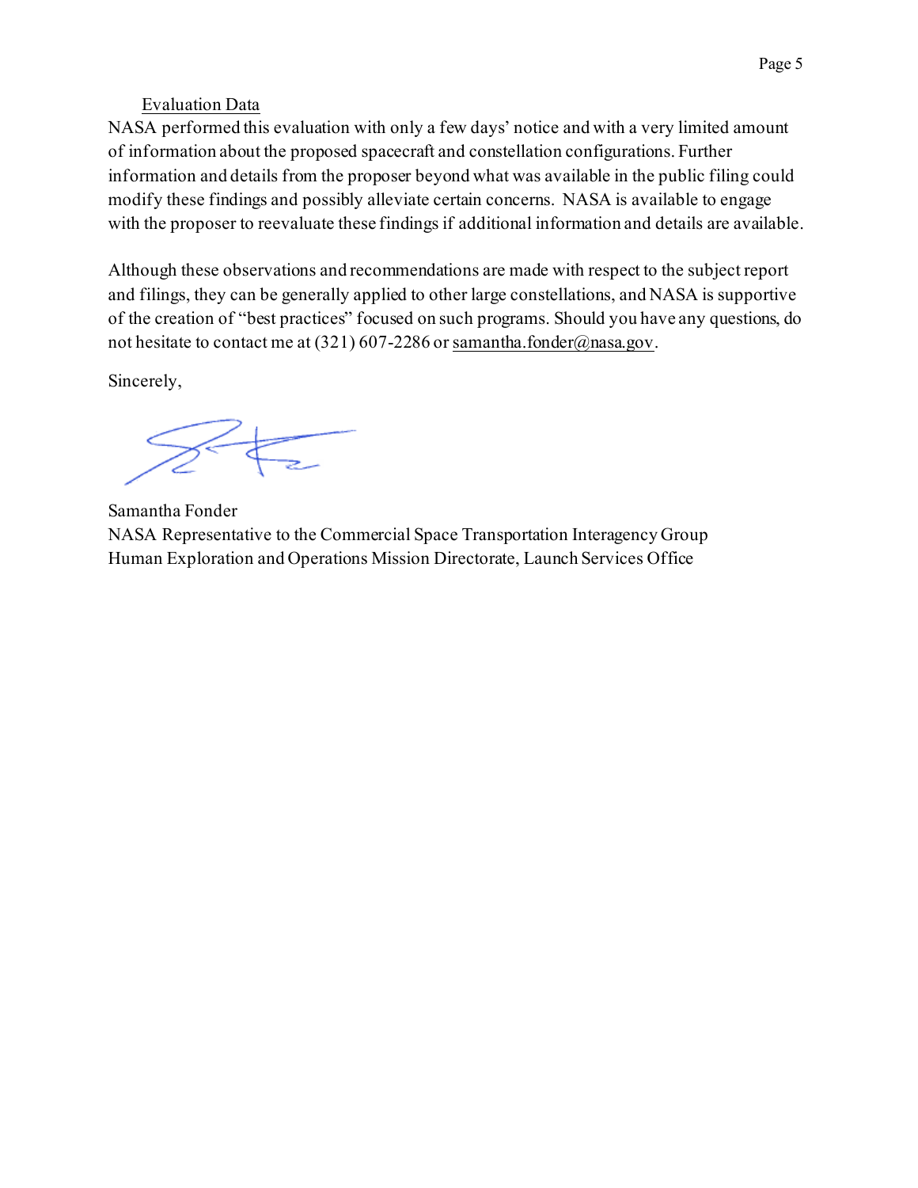Evaluation Data

NASA performed this evaluation with only a few days' notice and with a very limited amount of information about the proposed spacecraft and constellation configurations. Further information and details from the proposer beyond what was available in the public filing could modify these findings and possibly alleviate certain concerns. NASA is available to engage with the proposer to reevaluate these findings if additional information and details are available.

Although these observations and recommendations are made with respect to the subject report and filings, they can be generally applied to other large constellations, and NASA is supportive of the creation of "best practices" focused on such programs. Should you have any questions, do not hesitate to contact me at (321) 607-2286 or samantha.fonder@nasa.gov.

Sincerely,

Samantha Fonder
NASA Representative to the Commercial Space Transportation Interagency Group
Human Exploration and Operations Mission Directorate, Launch Services Office